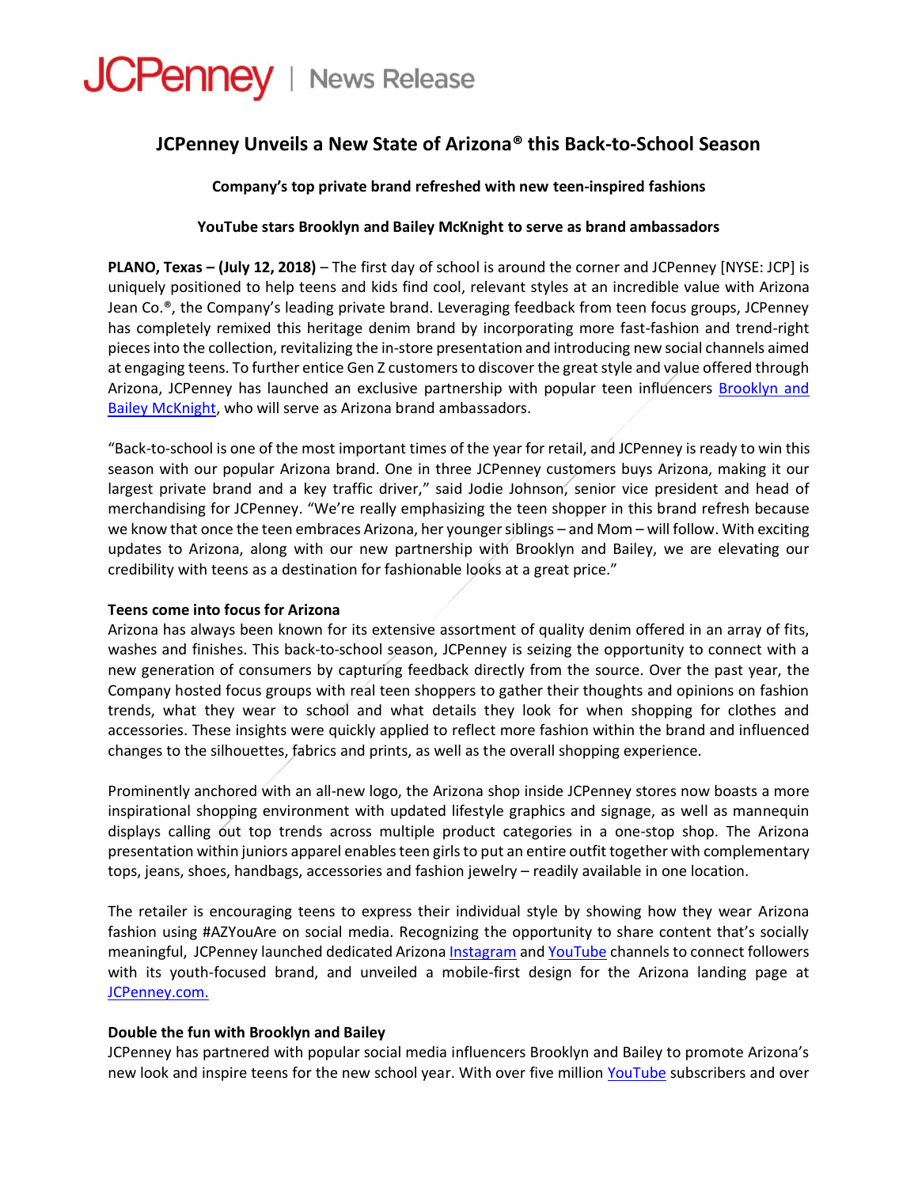JCPenney | News Release

# JCPenney Unveils a New State of Arizona® this Back-to-School Season

**Company's top private brand refreshed with new teen-inspired fashions**

**YouTube stars Brooklyn and Bailey McKnight to serve as brand ambassadors**

**PLANO, Texas – (July 12, 2018)** – The first day of school is around the corner and JCPenney [NYSE: JCP] is uniquely positioned to help teens and kids find cool, relevant styles at an incredible value with Arizona Jean Co.®, the Company's leading private brand. Leveraging feedback from teen focus groups, JCPenney has completely remixed this heritage denim brand by incorporating more fast-fashion and trend-right pieces into the collection, revitalizing the in-store presentation and introducing new social channels aimed at engaging teens. To further entice Gen Z customers to discover the great style and value offered through Arizona, JCPenney has launched an exclusive partnership with popular teen influencers Brooklyn and Bailey McKnight, who will serve as Arizona brand ambassadors.

"Back-to-school is one of the most important times of the year for retail, and JCPenney is ready to win this season with our popular Arizona brand. One in three JCPenney customers buys Arizona, making it our largest private brand and a key traffic driver," said Jodie Johnson, senior vice president and head of merchandising for JCPenney. "We're really emphasizing the teen shopper in this brand refresh because we know that once the teen embraces Arizona, her younger siblings – and Mom – will follow. With exciting updates to Arizona, along with our new partnership with Brooklyn and Bailey, we are elevating our credibility with teens as a destination for fashionable looks at a great price."

**Teens come into focus for Arizona**

Arizona has always been known for its extensive assortment of quality denim offered in an array of fits, washes and finishes. This back-to-school season, JCPenney is seizing the opportunity to connect with a new generation of consumers by capturing feedback directly from the source. Over the past year, the Company hosted focus groups with real teen shoppers to gather their thoughts and opinions on fashion trends, what they wear to school and what details they look for when shopping for clothes and accessories. These insights were quickly applied to reflect more fashion within the brand and influenced changes to the silhouettes, fabrics and prints, as well as the overall shopping experience.

Prominently anchored with an all-new logo, the Arizona shop inside JCPenney stores now boasts a more inspirational shopping environment with updated lifestyle graphics and signage, as well as mannequin displays calling out top trends across multiple product categories in a one-stop shop. The Arizona presentation within juniors apparel enables teen girls to put an entire outfit together with complementary tops, jeans, shoes, handbags, accessories and fashion jewelry – readily available in one location.

The retailer is encouraging teens to express their individual style by showing how they wear Arizona fashion using #AZYouAre on social media. Recognizing the opportunity to share content that's socially meaningful, JCPenney launched dedicated Arizona Instagram and YouTube channels to connect followers with its youth-focused brand, and unveiled a mobile-first design for the Arizona landing page at JCPenney.com.

**Double the fun with Brooklyn and Bailey**

JCPenney has partnered with popular social media influencers Brooklyn and Bailey to promote Arizona's new look and inspire teens for the new school year. With over five million YouTube subscribers and over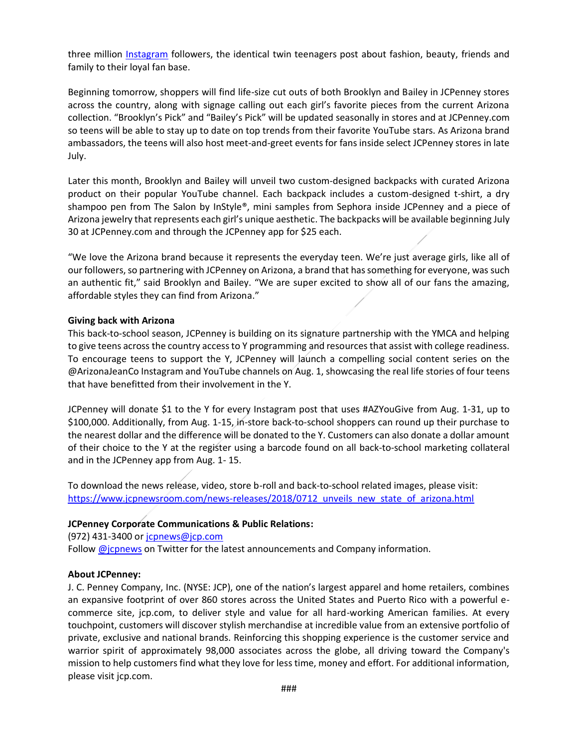three million [Instagram](Instagram) followers, the identical twin teenagers post about fashion, beauty, friends and family to their loyal fan base.

Beginning tomorrow, shoppers will find life-size cut outs of both Brooklyn and Bailey in JCPenney stores across the country, along with signage calling out each girl's favorite pieces from the current Arizona collection. "Brooklyn's Pick" and "Bailey's Pick" will be updated seasonally in stores and at JCPenney.com so teens will be able to stay up to date on top trends from their favorite YouTube stars. As Arizona brand ambassadors, the teens will also host meet-and-greet events for fans inside select JCPenney stores in late July.

Later this month, Brooklyn and Bailey will unveil two custom-designed backpacks with curated Arizona product on their popular YouTube channel. Each backpack includes a custom-designed t-shirt, a dry shampoo pen from The Salon by InStyle®, mini samples from Sephora inside JCPenney and a piece of Arizona jewelry that represents each girl's unique aesthetic. The backpacks will be available beginning July 30 at JCPenney.com and through the JCPenney app for $25 each.

"We love the Arizona brand because it represents the everyday teen. We're just average girls, like all of our followers, so partnering with JCPenney on Arizona, a brand that has something for everyone, was such an authentic fit," said Brooklyn and Bailey. "We are super excited to show all of our fans the amazing, affordable styles they can find from Arizona."

**Giving back with Arizona**

This back-to-school season, JCPenney is building on its signature partnership with the YMCA and helping to give teens across the country access to Y programming and resources that assist with college readiness. To encourage teens to support the Y, JCPenney will launch a compelling social content series on the @ArizonaJeanCo Instagram and YouTube channels on Aug. 1, showcasing the real life stories of four teens that have benefitted from their involvement in the Y.

JCPenney will donate $1 to the Y for every Instagram post that uses #AZYouGive from Aug. 1-31, up to $100,000. Additionally, from Aug. 1-15, in-store back-to-school shoppers can round up their purchase to the nearest dollar and the difference will be donated to the Y. Customers can also donate a dollar amount of their choice to the Y at the register using a barcode found on all back-to-school marketing collateral and in the JCPenney app from Aug. 1- 15.

To download the news release, video, store b-roll and back-to-school related images, please visit: [https://www.jcpnewsroom.com/news-releases/2018/0712_unveils_new_state_of_arizona.html](https://www.jcpnewsroom.com/news-releases/2018/0712_unveils_new_state_of_arizona.html)

**JCPenney Corporate Communications & Public Relations:**

(972) 431-3400 or [jcpnews@jcp.com](mailto:jcpnews@jcp.com)
Follow [@jcpnews](@jcpnews) on Twitter for the latest announcements and Company information.

**About JCPenney:**

J. C. Penney Company, Inc. (NYSE: JCP), one of the nation's largest apparel and home retailers, combines an expansive footprint of over 860 stores across the United States and Puerto Rico with a powerful e-commerce site, jcp.com, to deliver style and value for all hard-working American families. At every touchpoint, customers will discover stylish merchandise at incredible value from an extensive portfolio of private, exclusive and national brands. Reinforcing this shopping experience is the customer service and warrior spirit of approximately 98,000 associates across the globe, all driving toward the Company's mission to help customers find what they love for less time, money and effort. For additional information, please visit jcp.com.

###